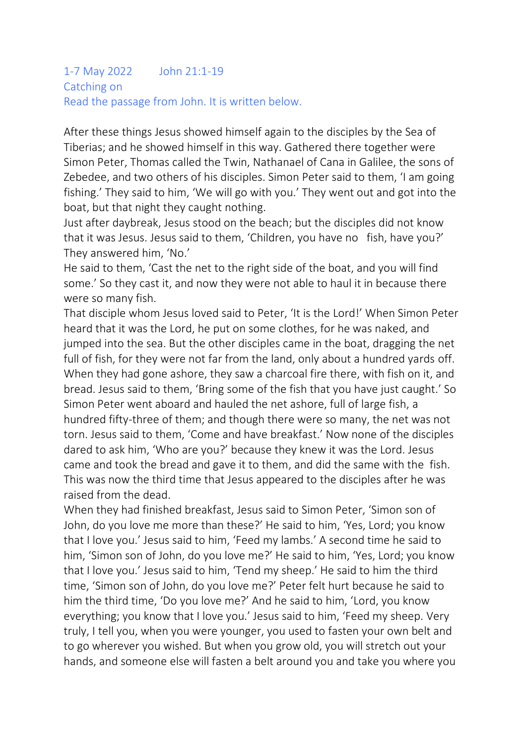1-7 May 2022        John 21:1-19

Catching on

Read the passage from John. It is written below.

After these things Jesus showed himself again to the disciples by the Sea of Tiberias; and he showed himself in this way. Gathered there together were Simon Peter, Thomas called the Twin, Nathanael of Cana in Galilee, the sons of Zebedee, and two others of his disciples. Simon Peter said to them, 'I am going fishing.' They said to him, 'We will go with you.' They went out and got into the boat, but that night they caught nothing.

Just after daybreak, Jesus stood on the beach; but the disciples did not know that it was Jesus. Jesus said to them, 'Children, you have no fish, have you?' They answered him, 'No.'

He said to them, 'Cast the net to the right side of the boat, and you will find some.' So they cast it, and now they were not able to haul it in because there were so many fish.

That disciple whom Jesus loved said to Peter, 'It is the Lord!' When Simon Peter heard that it was the Lord, he put on some clothes, for he was naked, and jumped into the sea. But the other disciples came in the boat, dragging the net full of fish, for they were not far from the land, only about a hundred yards off. When they had gone ashore, they saw a charcoal fire there, with fish on it, and bread. Jesus said to them, 'Bring some of the fish that you have just caught.' So Simon Peter went aboard and hauled the net ashore, full of large fish, a hundred fifty-three of them; and though there were so many, the net was not torn. Jesus said to them, 'Come and have breakfast.' Now none of the disciples dared to ask him, 'Who are you?' because they knew it was the Lord. Jesus came and took the bread and gave it to them, and did the same with the fish. This was now the third time that Jesus appeared to the disciples after he was raised from the dead.

When they had finished breakfast, Jesus said to Simon Peter, 'Simon son of John, do you love me more than these?' He said to him, 'Yes, Lord; you know that I love you.' Jesus said to him, 'Feed my lambs.' A second time he said to him, 'Simon son of John, do you love me?' He said to him, 'Yes, Lord; you know that I love you.' Jesus said to him, 'Tend my sheep.' He said to him the third time, 'Simon son of John, do you love me?' Peter felt hurt because he said to him the third time, 'Do you love me?' And he said to him, 'Lord, you know everything; you know that I love you.' Jesus said to him, 'Feed my sheep. Very truly, I tell you, when you were younger, you used to fasten your own belt and to go wherever you wished. But when you grow old, you will stretch out your hands, and someone else will fasten a belt around you and take you where you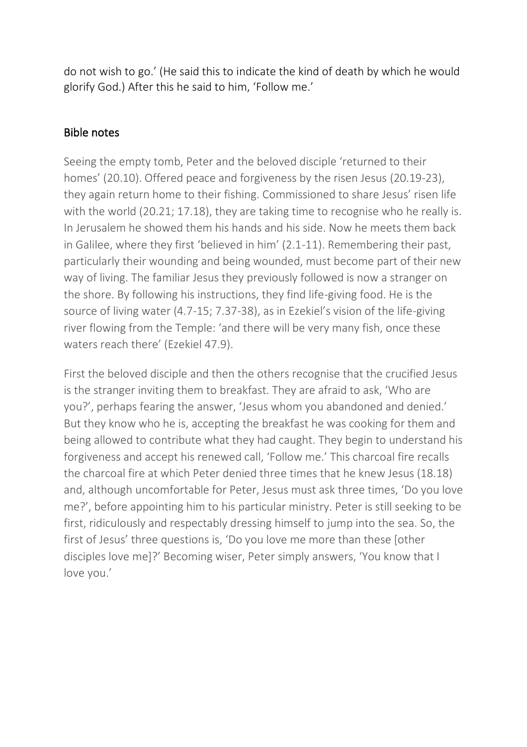do not wish to go.' (He said this to indicate the kind of death by which he would glorify God.) After this he said to him, 'Follow me.'

## Bible notes

Seeing the empty tomb, Peter and the beloved disciple 'returned to their homes' (20.10). Offered peace and forgiveness by the risen Jesus (20.19-23), they again return home to their fishing. Commissioned to share Jesus' risen life with the world (20.21; 17.18), they are taking time to recognise who he really is. In Jerusalem he showed them his hands and his side. Now he meets them back in Galilee, where they first 'believed in him' (2.1-11). Remembering their past, particularly their wounding and being wounded, must become part of their new way of living. The familiar Jesus they previously followed is now a stranger on the shore. By following his instructions, they find life-giving food. He is the source of living water (4.7-15; 7.37-38), as in Ezekiel's vision of the life-giving river flowing from the Temple: 'and there will be very many fish, once these waters reach there' (Ezekiel 47.9).

First the beloved disciple and then the others recognise that the crucified Jesus is the stranger inviting them to breakfast. They are afraid to ask, 'Who are you?', perhaps fearing the answer, 'Jesus whom you abandoned and denied.' But they know who he is, accepting the breakfast he was cooking for them and being allowed to contribute what they had caught. They begin to understand his forgiveness and accept his renewed call, 'Follow me.' This charcoal fire recalls the charcoal fire at which Peter denied three times that he knew Jesus (18.18) and, although uncomfortable for Peter, Jesus must ask three times, 'Do you love me?', before appointing him to his particular ministry. Peter is still seeking to be first, ridiculously and respectably dressing himself to jump into the sea. So, the first of Jesus' three questions is, 'Do you love me more than these [other disciples love me]?' Becoming wiser, Peter simply answers, 'You know that I love you.'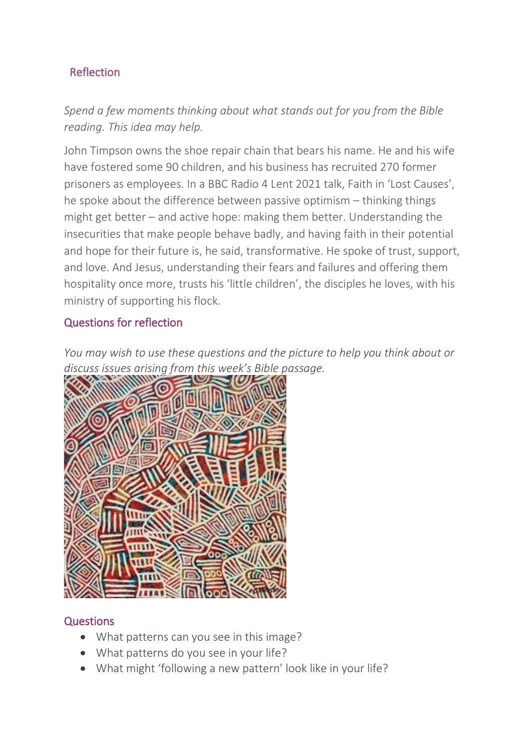## Reflection

*Spend a few moments thinking about what stands out for you from the Bible reading. This idea may help.*

John Timpson owns the shoe repair chain that bears his name. He and his wife have fostered some 90 children, and his business has recruited 270 former prisoners as employees. In a BBC Radio 4 Lent 2021 talk, Faith in 'Lost Causes', he spoke about the difference between passive optimism – thinking things might get better – and active hope: making them better. Understanding the insecurities that make people behave badly, and having faith in their potential and hope for their future is, he said, transformative. He spoke of trust, support, and love. And Jesus, understanding their fears and failures and offering them hospitality once more, trusts his 'little children', the disciples he loves, with his ministry of supporting his flock.

## Questions for reflection

*You may wish to use these questions and the picture to help you think about or discuss issues arising from this week's Bible passage.*

## Questions

- What patterns can you see in this image?
- What patterns do you see in your life?
- What might 'following a new pattern' look like in your life?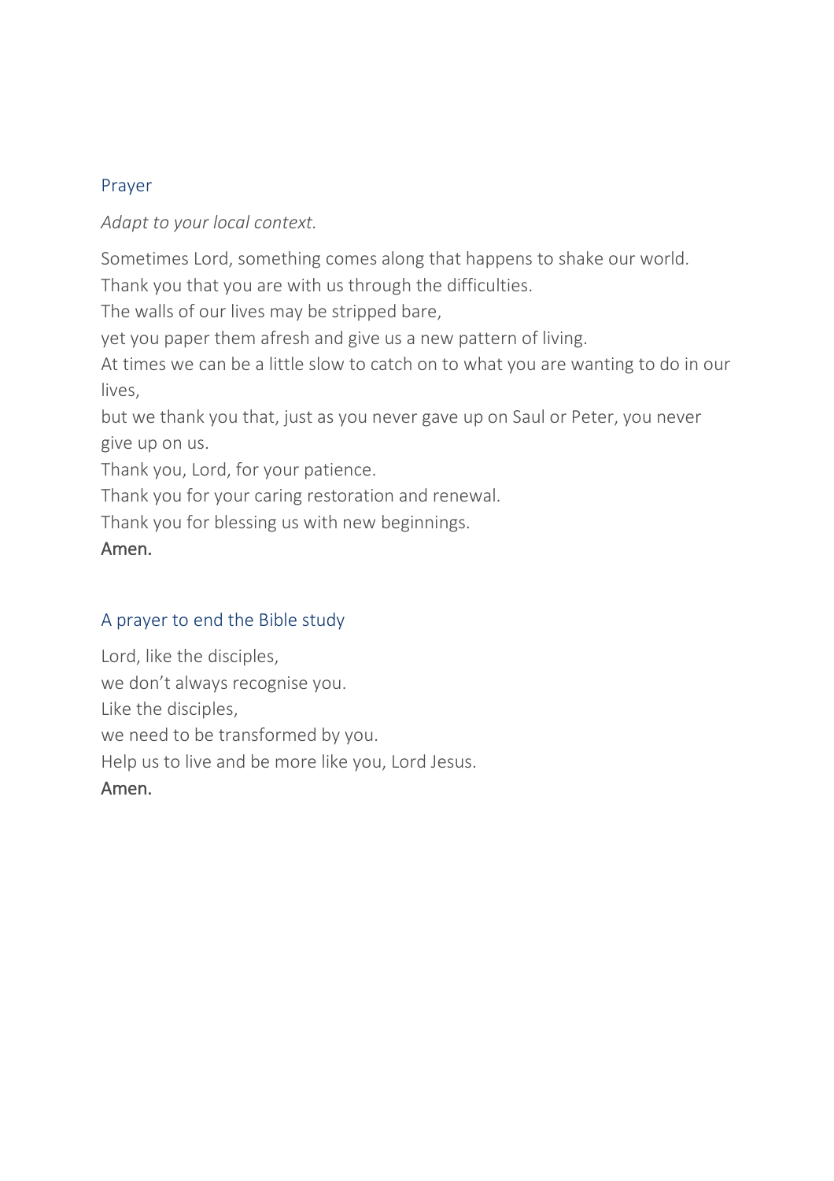## Prayer

*Adapt to your local context.*

Sometimes Lord, something comes along that happens to shake our world.
Thank you that you are with us through the difficulties.
The walls of our lives may be stripped bare,
yet you paper them afresh and give us a new pattern of living.
At times we can be a little slow to catch on to what you are wanting to do in our lives,
but we thank you that, just as you never gave up on Saul or Peter, you never give up on us.
Thank you, Lord, for your patience.
Thank you for your caring restoration and renewal.
Thank you for blessing us with new beginnings.
**Amen.**

## A prayer to end the Bible study

Lord, like the disciples,
we don't always recognise you.
Like the disciples,
we need to be transformed by you.
Help us to live and be more like you, Lord Jesus.
**Amen.**